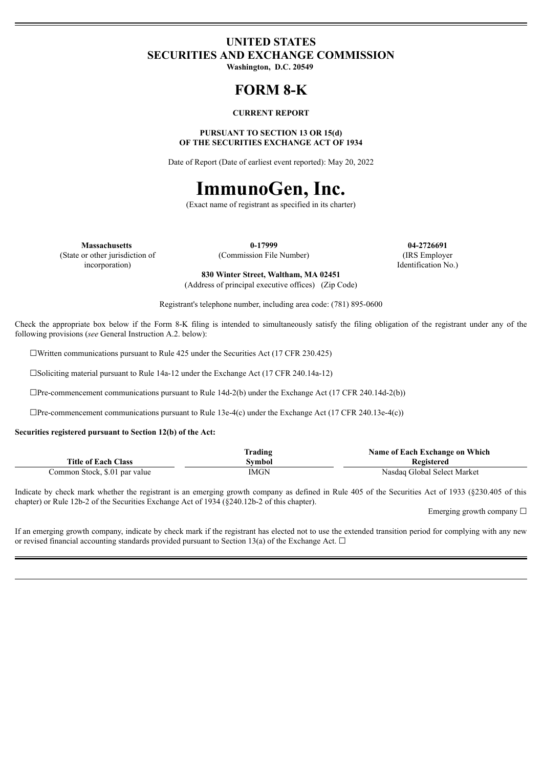# UNITED STATES
# SECURITIES AND EXCHANGE COMMISSION

**Washington, D.C. 20549**

# FORM 8-K

**CURRENT REPORT**

**PURSUANT TO SECTION 13 OR 15(d)
OF THE SECURITIES EXCHANGE ACT OF 1934**

Date of Report (Date of earliest event reported): May 20, 2022

# ImmunoGen, Inc.

(Exact name of registrant as specified in its charter)

| **Massachusetts** | **0-17999** | **04-2726691** |
|---|---|---|
| (State or other jurisdiction of incorporation) | (Commission File Number) | (IRS Employer Identification No.) |

**830 Winter Street, Waltham, MA 02451**
(Address of principal executive offices) (Zip Code)

Registrant's telephone number, including area code: (781) 895-0600

Check the appropriate box below if the Form 8-K filing is intended to simultaneously satisfy the filing obligation of the registrant under any of the following provisions (*see* General Instruction A.2. below):

☐Written communications pursuant to Rule 425 under the Securities Act (17 CFR 230.425)

☐Soliciting material pursuant to Rule 14a-12 under the Exchange Act (17 CFR 240.14a-12)

☐Pre-commencement communications pursuant to Rule 14d-2(b) under the Exchange Act (17 CFR 240.14d-2(b))

☐Pre-commencement communications pursuant to Rule 13e-4(c) under the Exchange Act (17 CFR 240.13e-4(c))

**Securities registered pursuant to Section 12(b) of the Act:**

| Title of Each Class | Trading Symbol | Name of Each Exchange on Which Registered |
|---|---|---|
| Common Stock, $.01 par value | IMGN | Nasdaq Global Select Market |

Indicate by check mark whether the registrant is an emerging growth company as defined in Rule 405 of the Securities Act of 1933 (§230.405 of this chapter) or Rule 12b-2 of the Securities Exchange Act of 1934 (§240.12b-2 of this chapter).

Emerging growth company ☐

If an emerging growth company, indicate by check mark if the registrant has elected not to use the extended transition period for complying with any new or revised financial accounting standards provided pursuant to Section 13(a) of the Exchange Act. ☐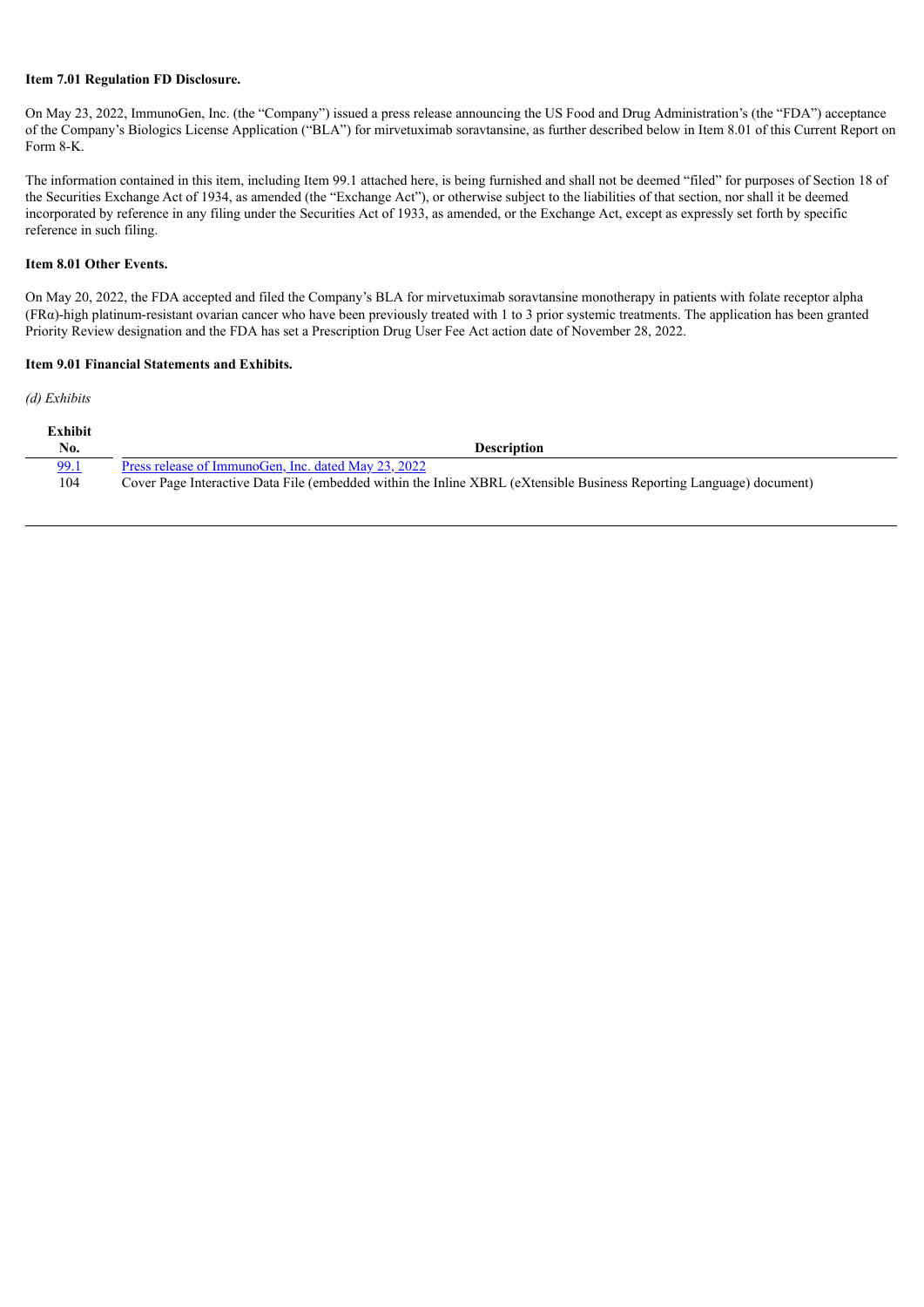**Item 7.01 Regulation FD Disclosure.**

On May 23, 2022, ImmunoGen, Inc. (the "Company") issued a press release announcing the US Food and Drug Administration's (the "FDA") acceptance of the Company's Biologics License Application ("BLA") for mirvetuximab soravtansine, as further described below in Item 8.01 of this Current Report on Form 8-K.

The information contained in this item, including Item 99.1 attached here, is being furnished and shall not be deemed "filed" for purposes of Section 18 of the Securities Exchange Act of 1934, as amended (the "Exchange Act"), or otherwise subject to the liabilities of that section, nor shall it be deemed incorporated by reference in any filing under the Securities Act of 1933, as amended, or the Exchange Act, except as expressly set forth by specific reference in such filing.

**Item 8.01 Other Events.**

On May 20, 2022, the FDA accepted and filed the Company's BLA for mirvetuximab soravtansine monotherapy in patients with folate receptor alpha (FRα)-high platinum-resistant ovarian cancer who have been previously treated with 1 to 3 prior systemic treatments. The application has been granted Priority Review designation and the FDA has set a Prescription Drug User Fee Act action date of November 28, 2022.

**Item 9.01 Financial Statements and Exhibits.**

*(d) Exhibits*

| Exhibit No. | Description |
|---|---|
| 99.1 | Press release of ImmunoGen, Inc. dated May 23, 2022 |
| 104 | Cover Page Interactive Data File (embedded within the Inline XBRL (eXtensible Business Reporting Language) document) |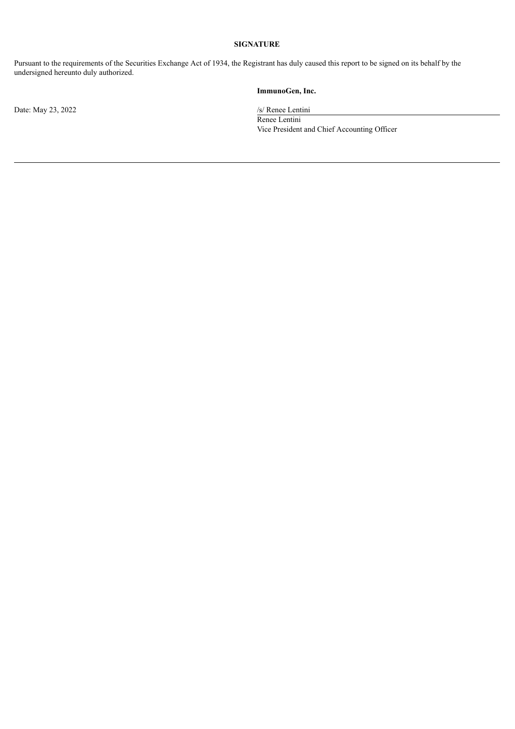**SIGNATURE**

Pursuant to the requirements of the Securities Exchange Act of 1934, the Registrant has duly caused this report to be signed on its behalf by the undersigned hereunto duly authorized.

**ImmunoGen, Inc.**

Date: May 23, 2022

/s/ Renee Lentini

Renee Lentini

Vice President and Chief Accounting Officer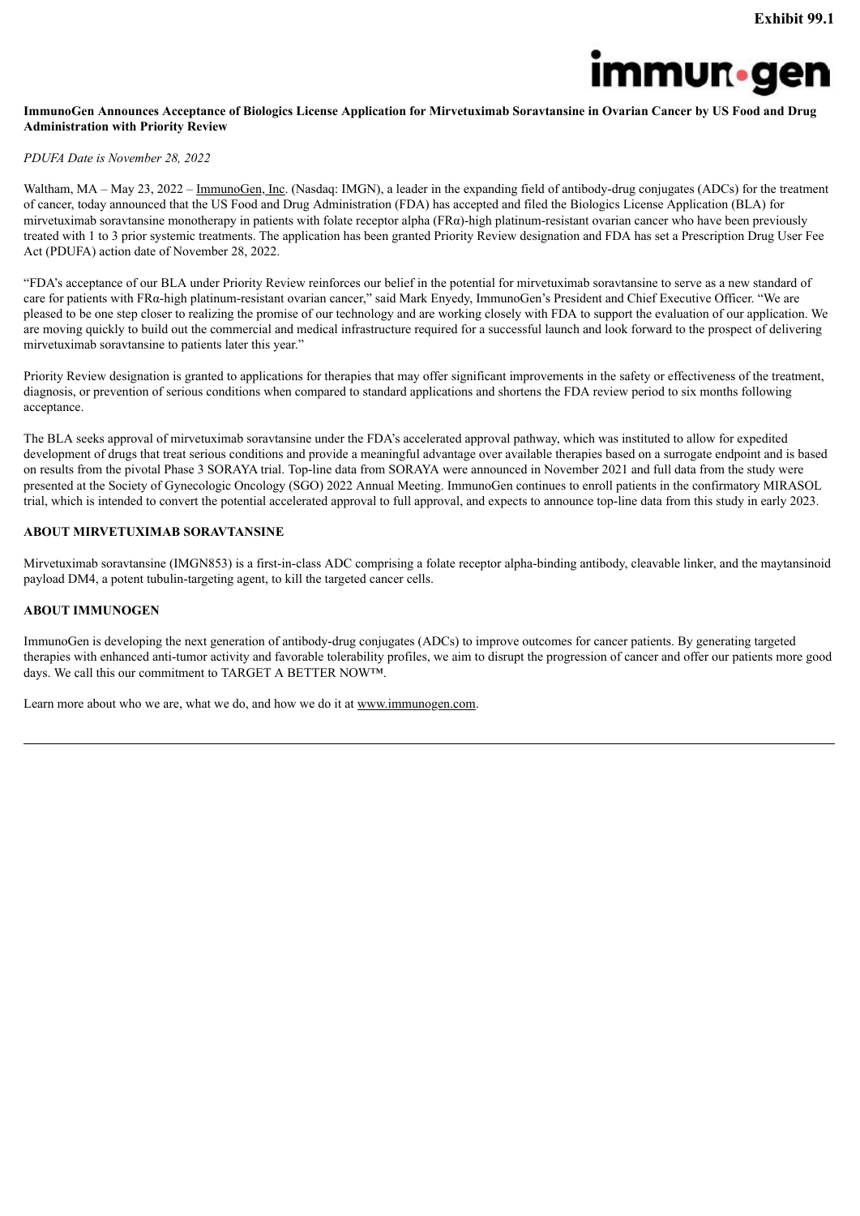Exhibit 99.1

# ImmunoGen Announces Acceptance of Biologics License Application for Mirvetuximab Soravtansine in Ovarian Cancer by US Food and Drug Administration with Priority Review

*PDUFA Date is November 28, 2022*

Waltham, MA – May 23, 2022 – ImmunoGen, Inc. (Nasdaq: IMGN), a leader in the expanding field of antibody-drug conjugates (ADCs) for the treatment of cancer, today announced that the US Food and Drug Administration (FDA) has accepted and filed the Biologics License Application (BLA) for mirvetuximab soravtansine monotherapy in patients with folate receptor alpha (FRα)-high platinum-resistant ovarian cancer who have been previously treated with 1 to 3 prior systemic treatments. The application has been granted Priority Review designation and FDA has set a Prescription Drug User Fee Act (PDUFA) action date of November 28, 2022.

"FDA's acceptance of our BLA under Priority Review reinforces our belief in the potential for mirvetuximab soravtansine to serve as a new standard of care for patients with FRα-high platinum-resistant ovarian cancer," said Mark Enyedy, ImmunoGen's President and Chief Executive Officer. "We are pleased to be one step closer to realizing the promise of our technology and are working closely with FDA to support the evaluation of our application. We are moving quickly to build out the commercial and medical infrastructure required for a successful launch and look forward to the prospect of delivering mirvetuximab soravtansine to patients later this year."

Priority Review designation is granted to applications for therapies that may offer significant improvements in the safety or effectiveness of the treatment, diagnosis, or prevention of serious conditions when compared to standard applications and shortens the FDA review period to six months following acceptance.

The BLA seeks approval of mirvetuximab soravtansine under the FDA's accelerated approval pathway, which was instituted to allow for expedited development of drugs that treat serious conditions and provide a meaningful advantage over available therapies based on a surrogate endpoint and is based on results from the pivotal Phase 3 SORAYA trial. Top-line data from SORAYA were announced in November 2021 and full data from the study were presented at the Society of Gynecologic Oncology (SGO) 2022 Annual Meeting. ImmunoGen continues to enroll patients in the confirmatory MIRASOL trial, which is intended to convert the potential accelerated approval to full approval, and expects to announce top-line data from this study in early 2023.

## ABOUT MIRVETUXIMAB SORAVTANSINE

Mirvetuximab soravtansine (IMGN853) is a first-in-class ADC comprising a folate receptor alpha-binding antibody, cleavable linker, and the maytansinoid payload DM4, a potent tubulin-targeting agent, to kill the targeted cancer cells.

## ABOUT IMMUNOGEN

ImmunoGen is developing the next generation of antibody-drug conjugates (ADCs) to improve outcomes for cancer patients. By generating targeted therapies with enhanced anti-tumor activity and favorable tolerability profiles, we aim to disrupt the progression of cancer and offer our patients more good days. We call this our commitment to TARGET A BETTER NOW™.

Learn more about who we are, what we do, and how we do it at www.immunogen.com.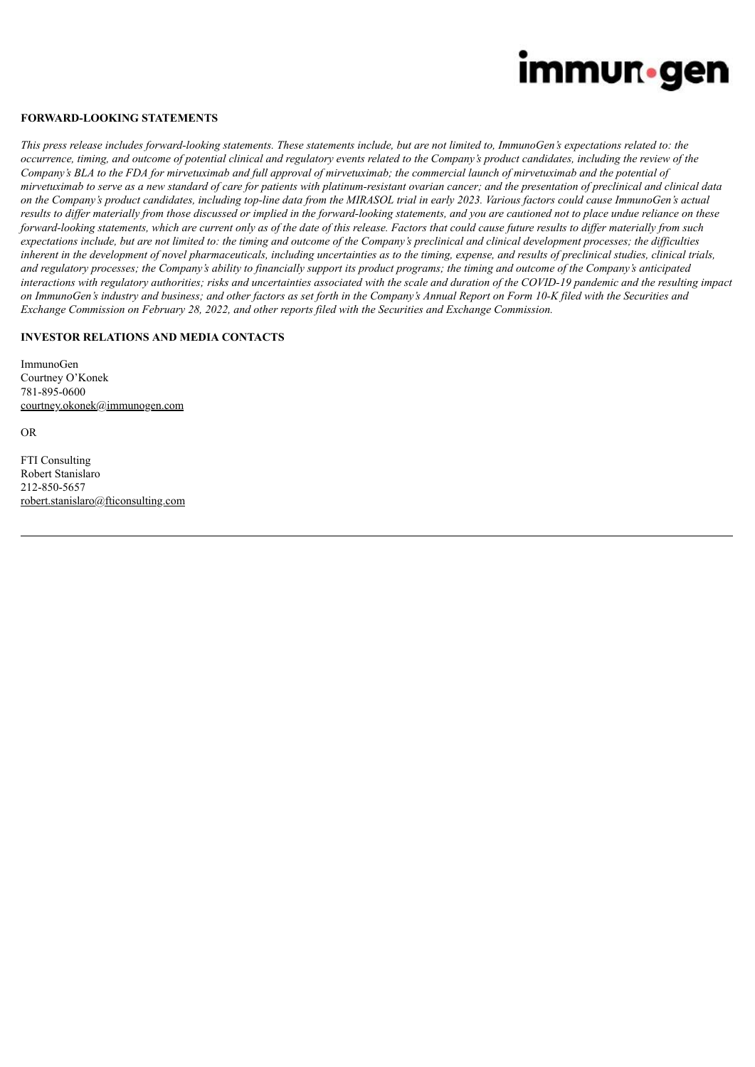## FORWARD-LOOKING STATEMENTS

*This press release includes forward-looking statements. These statements include, but are not limited to, ImmunoGen's expectations related to: the occurrence, timing, and outcome of potential clinical and regulatory events related to the Company's product candidates, including the review of the Company's BLA to the FDA for mirvetuximab and full approval of mirvetuximab; the commercial launch of mirvetuximab and the potential of mirvetuximab to serve as a new standard of care for patients with platinum-resistant ovarian cancer; and the presentation of preclinical and clinical data on the Company's product candidates, including top-line data from the MIRASOL trial in early 2023. Various factors could cause ImmunoGen's actual results to differ materially from those discussed or implied in the forward-looking statements, and you are cautioned not to place undue reliance on these forward-looking statements, which are current only as of the date of this release. Factors that could cause future results to differ materially from such expectations include, but are not limited to: the timing and outcome of the Company's preclinical and clinical development processes; the difficulties inherent in the development of novel pharmaceuticals, including uncertainties as to the timing, expense, and results of preclinical studies, clinical trials, and regulatory processes; the Company's ability to financially support its product programs; the timing and outcome of the Company's anticipated interactions with regulatory authorities; risks and uncertainties associated with the scale and duration of the COVID-19 pandemic and the resulting impact on ImmunoGen's industry and business; and other factors as set forth in the Company's Annual Report on Form 10-K filed with the Securities and Exchange Commission on February 28, 2022, and other reports filed with the Securities and Exchange Commission.*

## INVESTOR RELATIONS AND MEDIA CONTACTS

ImmunoGen
Courtney O'Konek
781-895-0600
courtney.okonek@immunogen.com

OR

FTI Consulting
Robert Stanislaro
212-850-5657
robert.stanislaro@fticonsulting.com